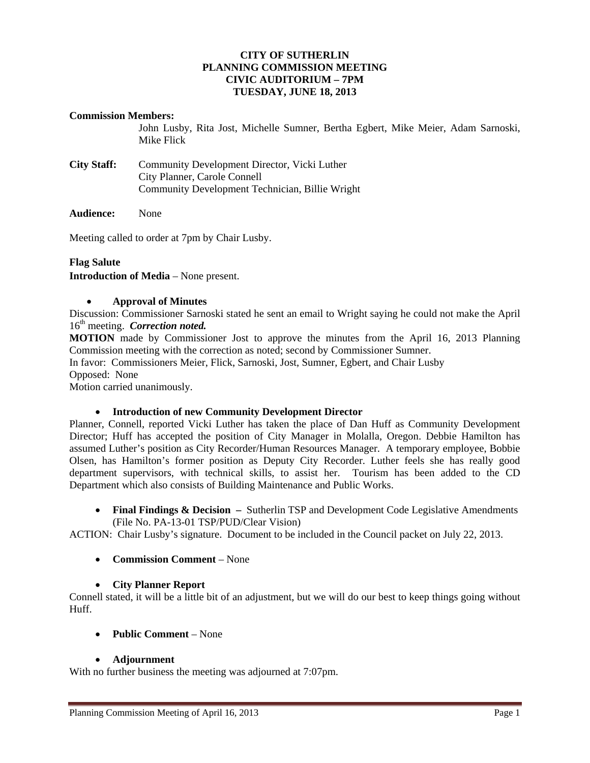**CITY OF SUTHERLIN**
**PLANNING COMMISSION MEETING**
**CIVIC AUDITORIUM – 7PM**
**TUESDAY, JUNE 18, 2013**

**Commission Members:**
John Lusby, Rita Jost, Michelle Sumner, Bertha Egbert, Mike Meier, Adam Sarnoski, Mike Flick

**City Staff:** Community Development Director, Vicki Luther
City Planner, Carole Connell
Community Development Technician, Billie Wright

**Audience:** None

Meeting called to order at 7pm by Chair Lusby.

**Flag Salute**
**Introduction of Media** – None present.

- **Approval of Minutes**

Discussion: Commissioner Sarnoski stated he sent an email to Wright saying he could not make the April 16th meeting. ***Correction noted.***
**MOTION** made by Commissioner Jost to approve the minutes from the April 16, 2013 Planning Commission meeting with the correction as noted; second by Commissioner Sumner.
In favor: Commissioners Meier, Flick, Sarnoski, Jost, Sumner, Egbert, and Chair Lusby
Opposed: None
Motion carried unanimously.

- **Introduction of new Community Development Director**

Planner, Connell, reported Vicki Luther has taken the place of Dan Huff as Community Development Director; Huff has accepted the position of City Manager in Molalla, Oregon. Debbie Hamilton has assumed Luther's position as City Recorder/Human Resources Manager. A temporary employee, Bobbie Olsen, has Hamilton's former position as Deputy City Recorder. Luther feels she has really good department supervisors, with technical skills, to assist her. Tourism has been added to the CD Department which also consists of Building Maintenance and Public Works.

- **Final Findings & Decision –** Sutherlin TSP and Development Code Legislative Amendments (File No. PA-13-01 TSP/PUD/Clear Vision)

ACTION: Chair Lusby's signature. Document to be included in the Council packet on July 22, 2013.

- **Commission Comment** – None

- **City Planner Report**

Connell stated, it will be a little bit of an adjustment, but we will do our best to keep things going without Huff.

- **Public Comment** – None

- **Adjournment**

With no further business the meeting was adjourned at 7:07pm.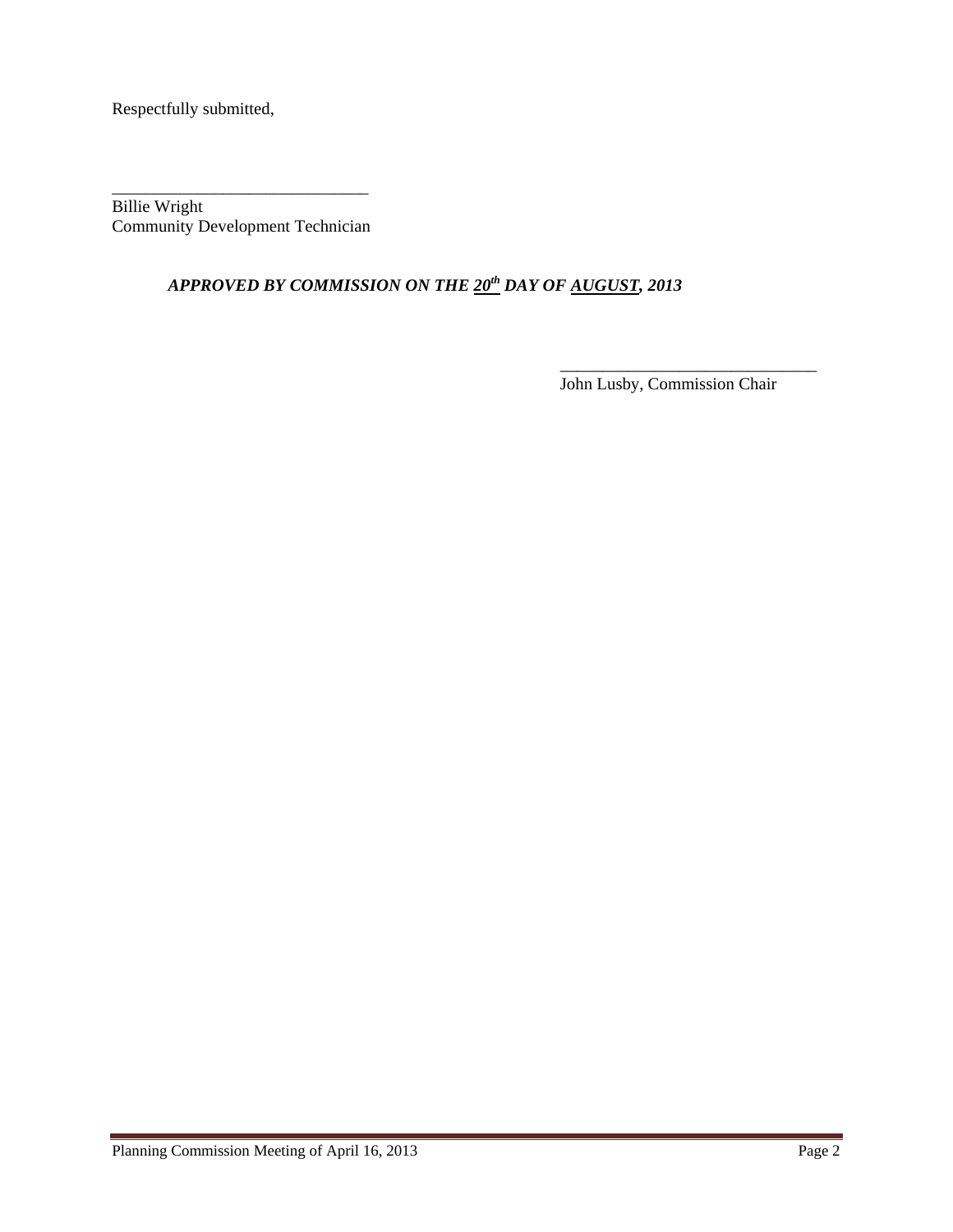Respectfully submitted,

\_\_\_\_\_\_\_\_\_\_\_\_\_\_\_\_\_\_\_\_\_\_\_\_\_\_\_\_\_\_
Billie Wright
Community Development Technician

***APPROVED BY COMMISSION ON THE 20th DAY OF AUGUST, 2013***

\_\_\_\_\_\_\_\_\_\_\_\_\_\_\_\_\_\_\_\_\_\_\_\_\_\_\_\_\_\_
John Lusby, Commission Chair